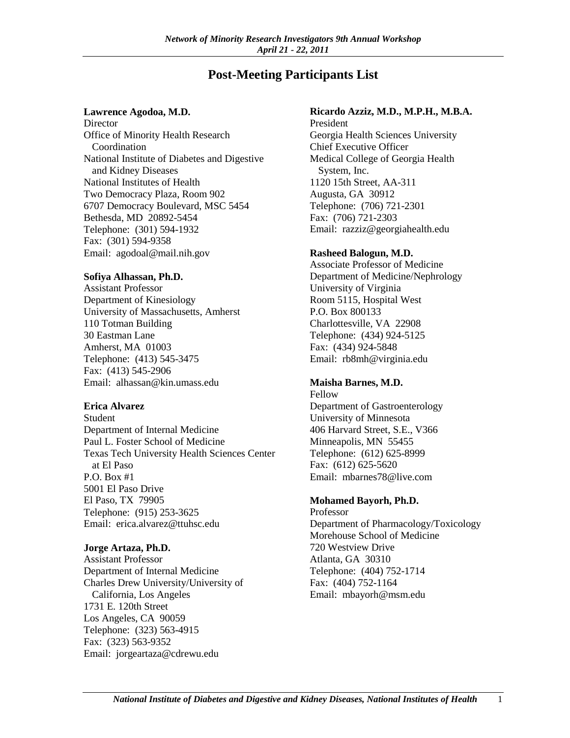# Post-Meeting Participants List

**Lawrence Agodoa, M.D.**
Director
Office of Minority Health Research Coordination
National Institute of Diabetes and Digestive and Kidney Diseases
National Institutes of Health
Two Democracy Plaza, Room 902
6707 Democracy Boulevard, MSC 5454
Bethesda, MD 20892-5454
Telephone: (301) 594-1932
Fax: (301) 594-9358
Email: agodoal@mail.nih.gov

**Sofiya Alhassan, Ph.D.**
Assistant Professor
Department of Kinesiology
University of Massachusetts, Amherst
110 Totman Building
30 Eastman Lane
Amherst, MA 01003
Telephone: (413) 545-3475
Fax: (413) 545-2906
Email: alhassan@kin.umass.edu

**Erica Alvarez**
Student
Department of Internal Medicine
Paul L. Foster School of Medicine
Texas Tech University Health Sciences Center at El Paso
P.O. Box #1
5001 El Paso Drive
El Paso, TX 79905
Telephone: (915) 253-3625
Email: erica.alvarez@ttuhsc.edu

**Jorge Artaza, Ph.D.**
Assistant Professor
Department of Internal Medicine
Charles Drew University/University of California, Los Angeles
1731 E. 120th Street
Los Angeles, CA 90059
Telephone: (323) 563-4915
Fax: (323) 563-9352
Email: jorgeartaza@cdrewu.edu

**Ricardo Azziz, M.D., M.P.H., M.B.A.**
President
Georgia Health Sciences University
Chief Executive Officer
Medical College of Georgia Health System, Inc.
1120 15th Street, AA-311
Augusta, GA 30912
Telephone: (706) 721-2301
Fax: (706) 721-2303
Email: razziz@georgiahealth.edu

**Rasheed Balogun, M.D.**
Associate Professor of Medicine
Department of Medicine/Nephrology
University of Virginia
Room 5115, Hospital West
P.O. Box 800133
Charlottesville, VA 22908
Telephone: (434) 924-5125
Fax: (434) 924-5848
Email: rb8mh@virginia.edu

**Maisha Barnes, M.D.**
Fellow
Department of Gastroenterology
University of Minnesota
406 Harvard Street, S.E., V366
Minneapolis, MN 55455
Telephone: (612) 625-8999
Fax: (612) 625-5620
Email: mbarnes78@live.com

**Mohamed Bayorh, Ph.D.**
Professor
Department of Pharmacology/Toxicology
Morehouse School of Medicine
720 Westview Drive
Atlanta, GA 30310
Telephone: (404) 752-1714
Fax: (404) 752-1164
Email: mbayorh@msm.edu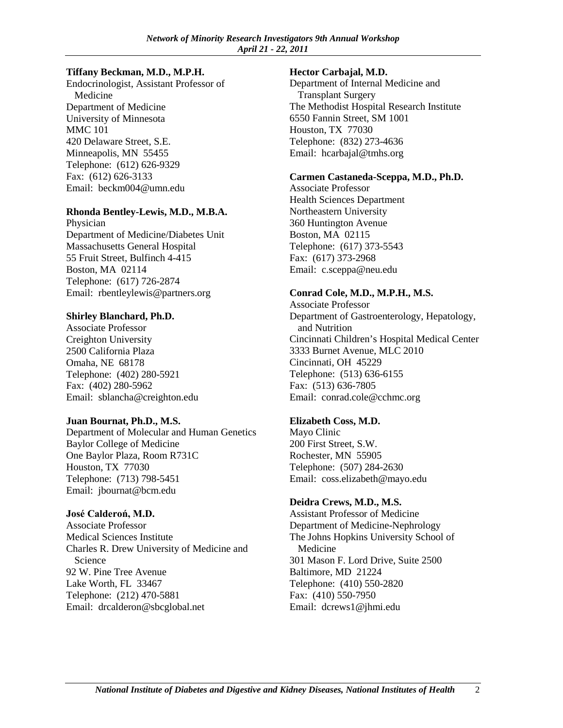**Tiffany Beckman, M.D., M.P.H.**
Endocrinologist, Assistant Professor of Medicine
Department of Medicine
University of Minnesota
MMC 101
420 Delaware Street, S.E.
Minneapolis, MN 55455
Telephone: (612) 626-9329
Fax: (612) 626-3133
Email: beckm004@umn.edu

**Rhonda Bentley-Lewis, M.D., M.B.A.**
Physician
Department of Medicine/Diabetes Unit
Massachusetts General Hospital
55 Fruit Street, Bulfinch 4-415
Boston, MA 02114
Telephone: (617) 726-2874
Email: rbentleylewis@partners.org

**Shirley Blanchard, Ph.D.**
Associate Professor
Creighton University
2500 California Plaza
Omaha, NE 68178
Telephone: (402) 280-5921
Fax: (402) 280-5962
Email: sblancha@creighton.edu

**Juan Bournat, Ph.D., M.S.**
Department of Molecular and Human Genetics
Baylor College of Medicine
One Baylor Plaza, Room R731C
Houston, TX 77030
Telephone: (713) 798-5451
Email: jbournat@bcm.edu

**José Calderoń, M.D.**
Associate Professor
Medical Sciences Institute
Charles R. Drew University of Medicine and Science
92 W. Pine Tree Avenue
Lake Worth, FL 33467
Telephone: (212) 470-5881
Email: drcalderon@sbcglobal.net

**Hector Carbajal, M.D.**
Department of Internal Medicine and Transplant Surgery
The Methodist Hospital Research Institute
6550 Fannin Street, SM 1001
Houston, TX 77030
Telephone: (832) 273-4636
Email: hcarbajal@tmhs.org

**Carmen Castaneda-Sceppa, M.D., Ph.D.**
Associate Professor
Health Sciences Department
Northeastern University
360 Huntington Avenue
Boston, MA 02115
Telephone: (617) 373-5543
Fax: (617) 373-2968
Email: c.sceppa@neu.edu

**Conrad Cole, M.D., M.P.H., M.S.**
Associate Professor
Department of Gastroenterology, Hepatology, and Nutrition
Cincinnati Children's Hospital Medical Center
3333 Burnet Avenue, MLC 2010
Cincinnati, OH 45229
Telephone: (513) 636-6155
Fax: (513) 636-7805
Email: conrad.cole@cchmc.org

**Elizabeth Coss, M.D.**
Mayo Clinic
200 First Street, S.W.
Rochester, MN 55905
Telephone: (507) 284-2630
Email: coss.elizabeth@mayo.edu

**Deidra Crews, M.D., M.S.**
Assistant Professor of Medicine
Department of Medicine-Nephrology
The Johns Hopkins University School of Medicine
301 Mason F. Lord Drive, Suite 2500
Baltimore, MD 21224
Telephone: (410) 550-2820
Fax: (410) 550-7950
Email: dcrews1@jhmi.edu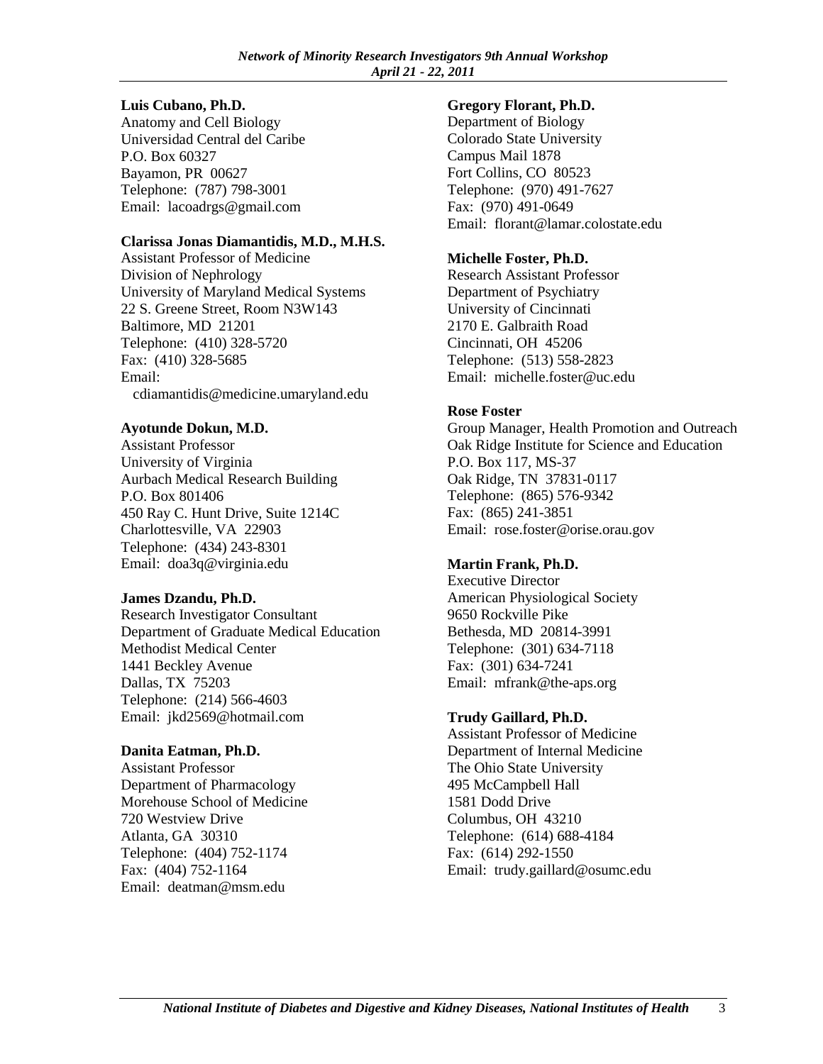**Luis Cubano, Ph.D.**
Anatomy and Cell Biology
Universidad Central del Caribe
P.O. Box 60327
Bayamon, PR 00627
Telephone: (787) 798-3001
Email: lacoadrgs@gmail.com

**Clarissa Jonas Diamantidis, M.D., M.H.S.**
Assistant Professor of Medicine
Division of Nephrology
University of Maryland Medical Systems
22 S. Greene Street, Room N3W143
Baltimore, MD 21201
Telephone: (410) 328-5720
Fax: (410) 328-5685
Email:
cdiamantidis@medicine.umaryland.edu

**Ayotunde Dokun, M.D.**
Assistant Professor
University of Virginia
Aurbach Medical Research Building
P.O. Box 801406
450 Ray C. Hunt Drive, Suite 1214C
Charlottesville, VA 22903
Telephone: (434) 243-8301
Email: doa3q@virginia.edu

**James Dzandu, Ph.D.**
Research Investigator Consultant
Department of Graduate Medical Education
Methodist Medical Center
1441 Beckley Avenue
Dallas, TX 75203
Telephone: (214) 566-4603
Email: jkd2569@hotmail.com

**Danita Eatman, Ph.D.**
Assistant Professor
Department of Pharmacology
Morehouse School of Medicine
720 Westview Drive
Atlanta, GA 30310
Telephone: (404) 752-1174
Fax: (404) 752-1164
Email: deatman@msm.edu

**Gregory Florant, Ph.D.**
Department of Biology
Colorado State University
Campus Mail 1878
Fort Collins, CO 80523
Telephone: (970) 491-7627
Fax: (970) 491-0649
Email: florant@lamar.colostate.edu

**Michelle Foster, Ph.D.**
Research Assistant Professor
Department of Psychiatry
University of Cincinnati
2170 E. Galbraith Road
Cincinnati, OH 45206
Telephone: (513) 558-2823
Email: michelle.foster@uc.edu

**Rose Foster**
Group Manager, Health Promotion and Outreach
Oak Ridge Institute for Science and Education
P.O. Box 117, MS-37
Oak Ridge, TN 37831-0117
Telephone: (865) 576-9342
Fax: (865) 241-3851
Email: rose.foster@orise.orau.gov

**Martin Frank, Ph.D.**
Executive Director
American Physiological Society
9650 Rockville Pike
Bethesda, MD 20814-3991
Telephone: (301) 634-7118
Fax: (301) 634-7241
Email: mfrank@the-aps.org

**Trudy Gaillard, Ph.D.**
Assistant Professor of Medicine
Department of Internal Medicine
The Ohio State University
495 McCampbell Hall
1581 Dodd Drive
Columbus, OH 43210
Telephone: (614) 688-4184
Fax: (614) 292-1550
Email: trudy.gaillard@osumc.edu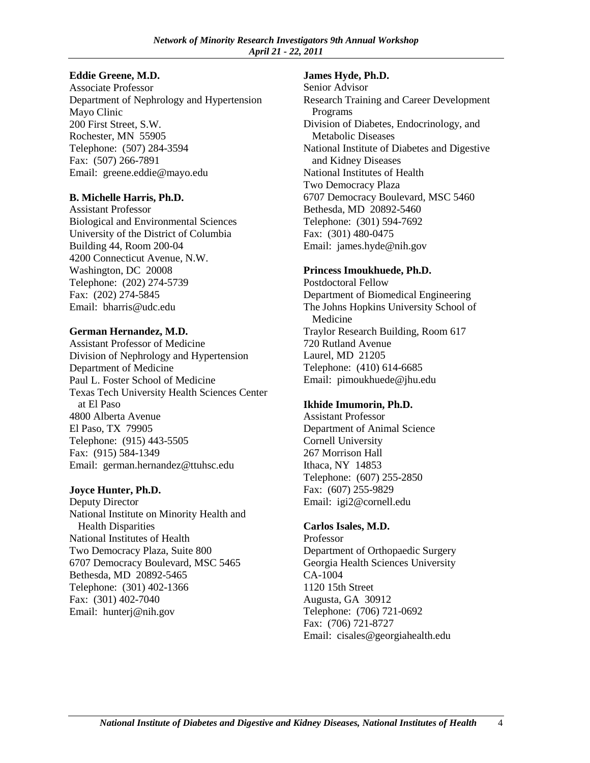**Eddie Greene, M.D.**
Associate Professor
Department of Nephrology and Hypertension
Mayo Clinic
200 First Street, S.W.
Rochester, MN 55905
Telephone: (507) 284-3594
Fax: (507) 266-7891
Email: greene.eddie@mayo.edu

**B. Michelle Harris, Ph.D.**
Assistant Professor
Biological and Environmental Sciences
University of the District of Columbia
Building 44, Room 200-04
4200 Connecticut Avenue, N.W.
Washington, DC 20008
Telephone: (202) 274-5739
Fax: (202) 274-5845
Email: bharris@udc.edu

**German Hernandez, M.D.**
Assistant Professor of Medicine
Division of Nephrology and Hypertension
Department of Medicine
Paul L. Foster School of Medicine
Texas Tech University Health Sciences Center at El Paso
4800 Alberta Avenue
El Paso, TX 79905
Telephone: (915) 443-5505
Fax: (915) 584-1349
Email: german.hernandez@ttuhsc.edu

**Joyce Hunter, Ph.D.**
Deputy Director
National Institute on Minority Health and Health Disparities
National Institutes of Health
Two Democracy Plaza, Suite 800
6707 Democracy Boulevard, MSC 5465
Bethesda, MD 20892-5465
Telephone: (301) 402-1366
Fax: (301) 402-7040
Email: hunterj@nih.gov

**James Hyde, Ph.D.**
Senior Advisor
Research Training and Career Development Programs
Division of Diabetes, Endocrinology, and Metabolic Diseases
National Institute of Diabetes and Digestive and Kidney Diseases
National Institutes of Health
Two Democracy Plaza
6707 Democracy Boulevard, MSC 5460
Bethesda, MD 20892-5460
Telephone: (301) 594-7692
Fax: (301) 480-0475
Email: james.hyde@nih.gov

**Princess Imoukhuede, Ph.D.**
Postdoctoral Fellow
Department of Biomedical Engineering
The Johns Hopkins University School of Medicine
Traylor Research Building, Room 617
720 Rutland Avenue
Laurel, MD 21205
Telephone: (410) 614-6685
Email: pimoukhuede@jhu.edu

**Ikhide Imumorin, Ph.D.**
Assistant Professor
Department of Animal Science
Cornell University
267 Morrison Hall
Ithaca, NY 14853
Telephone: (607) 255-2850
Fax: (607) 255-9829
Email: igi2@cornell.edu

**Carlos Isales, M.D.**
Professor
Department of Orthopaedic Surgery
Georgia Health Sciences University
CA-1004
1120 15th Street
Augusta, GA 30912
Telephone: (706) 721-0692
Fax: (706) 721-8727
Email: cisales@georgiahealth.edu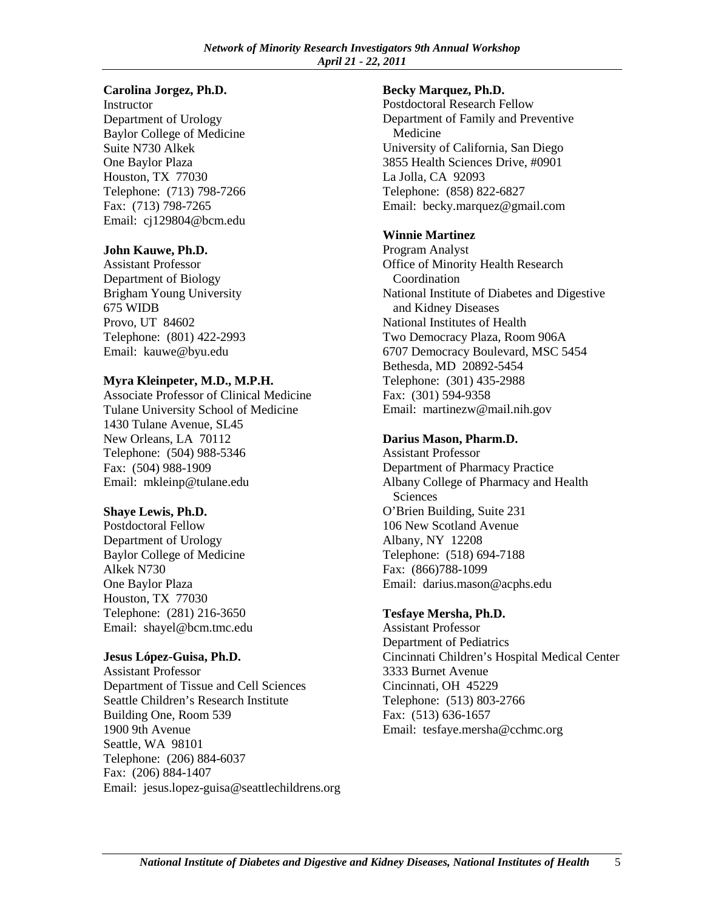**Carolina Jorgez, Ph.D.**
Instructor
Department of Urology
Baylor College of Medicine
Suite N730 Alkek
One Baylor Plaza
Houston, TX 77030
Telephone: (713) 798-7266
Fax: (713) 798-7265
Email: cj129804@bcm.edu

**John Kauwe, Ph.D.**
Assistant Professor
Department of Biology
Brigham Young University
675 WIDB
Provo, UT 84602
Telephone: (801) 422-2993
Email: kauwe@byu.edu

**Myra Kleinpeter, M.D., M.P.H.**
Associate Professor of Clinical Medicine
Tulane University School of Medicine
1430 Tulane Avenue, SL45
New Orleans, LA 70112
Telephone: (504) 988-5346
Fax: (504) 988-1909
Email: mkleinp@tulane.edu

**Shaye Lewis, Ph.D.**
Postdoctoral Fellow
Department of Urology
Baylor College of Medicine
Alkek N730
One Baylor Plaza
Houston, TX 77030
Telephone: (281) 216-3650
Email: shayel@bcm.tmc.edu

**Jesus López-Guisa, Ph.D.**
Assistant Professor
Department of Tissue and Cell Sciences
Seattle Children's Research Institute
Building One, Room 539
1900 9th Avenue
Seattle, WA 98101
Telephone: (206) 884-6037
Fax: (206) 884-1407
Email: jesus.lopez-guisa@seattlechildrens.org

**Becky Marquez, Ph.D.**
Postdoctoral Research Fellow
Department of Family and Preventive Medicine
University of California, San Diego
3855 Health Sciences Drive, #0901
La Jolla, CA 92093
Telephone: (858) 822-6827
Email: becky.marquez@gmail.com

**Winnie Martinez**
Program Analyst
Office of Minority Health Research Coordination
National Institute of Diabetes and Digestive and Kidney Diseases
National Institutes of Health
Two Democracy Plaza, Room 906A
6707 Democracy Boulevard, MSC 5454
Bethesda, MD 20892-5454
Telephone: (301) 435-2988
Fax: (301) 594-9358
Email: martinezw@mail.nih.gov

**Darius Mason, Pharm.D.**
Assistant Professor
Department of Pharmacy Practice
Albany College of Pharmacy and Health Sciences
O'Brien Building, Suite 231
106 New Scotland Avenue
Albany, NY 12208
Telephone: (518) 694-7188
Fax: (866)788-1099
Email: darius.mason@acphs.edu

**Tesfaye Mersha, Ph.D.**
Assistant Professor
Department of Pediatrics
Cincinnati Children's Hospital Medical Center
3333 Burnet Avenue
Cincinnati, OH 45229
Telephone: (513) 803-2766
Fax: (513) 636-1657
Email: tesfaye.mersha@cchmc.org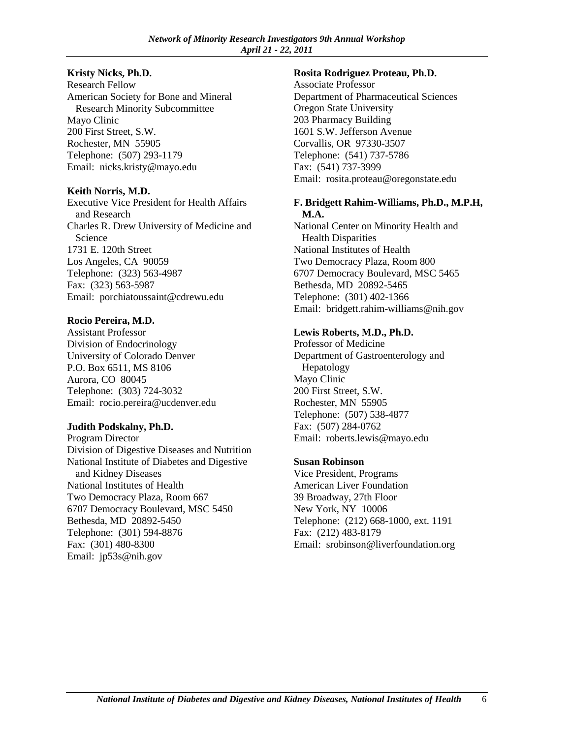**Kristy Nicks, Ph.D.**
Research Fellow
American Society for Bone and Mineral Research Minority Subcommittee
Mayo Clinic
200 First Street, S.W.
Rochester, MN 55905
Telephone: (507) 293-1179
Email: nicks.kristy@mayo.edu

**Keith Norris, M.D.**
Executive Vice President for Health Affairs and Research
Charles R. Drew University of Medicine and Science
1731 E. 120th Street
Los Angeles, CA 90059
Telephone: (323) 563-4987
Fax: (323) 563-5987
Email: porchiatoussaint@cdrewu.edu

**Rocio Pereira, M.D.**
Assistant Professor
Division of Endocrinology
University of Colorado Denver
P.O. Box 6511, MS 8106
Aurora, CO 80045
Telephone: (303) 724-3032
Email: rocio.pereira@ucdenver.edu

**Judith Podskalny, Ph.D.**
Program Director
Division of Digestive Diseases and Nutrition
National Institute of Diabetes and Digestive and Kidney Diseases
National Institutes of Health
Two Democracy Plaza, Room 667
6707 Democracy Boulevard, MSC 5450
Bethesda, MD 20892-5450
Telephone: (301) 594-8876
Fax: (301) 480-8300
Email: jp53s@nih.gov

**Rosita Rodriguez Proteau, Ph.D.**
Associate Professor
Department of Pharmaceutical Sciences
Oregon State University
203 Pharmacy Building
1601 S.W. Jefferson Avenue
Corvallis, OR 97330-3507
Telephone: (541) 737-5786
Fax: (541) 737-3999
Email: rosita.proteau@oregonstate.edu

**F. Bridgett Rahim-Williams, Ph.D., M.P.H, M.A.**
National Center on Minority Health and Health Disparities
National Institutes of Health
Two Democracy Plaza, Room 800
6707 Democracy Boulevard, MSC 5465
Bethesda, MD 20892-5465
Telephone: (301) 402-1366
Email: bridgett.rahim-williams@nih.gov

**Lewis Roberts, M.D., Ph.D.**
Professor of Medicine
Department of Gastroenterology and Hepatology
Mayo Clinic
200 First Street, S.W.
Rochester, MN 55905
Telephone: (507) 538-4877
Fax: (507) 284-0762
Email: roberts.lewis@mayo.edu

**Susan Robinson**
Vice President, Programs
American Liver Foundation
39 Broadway, 27th Floor
New York, NY 10006
Telephone: (212) 668-1000, ext. 1191
Fax: (212) 483-8179
Email: srobinson@liverfoundation.org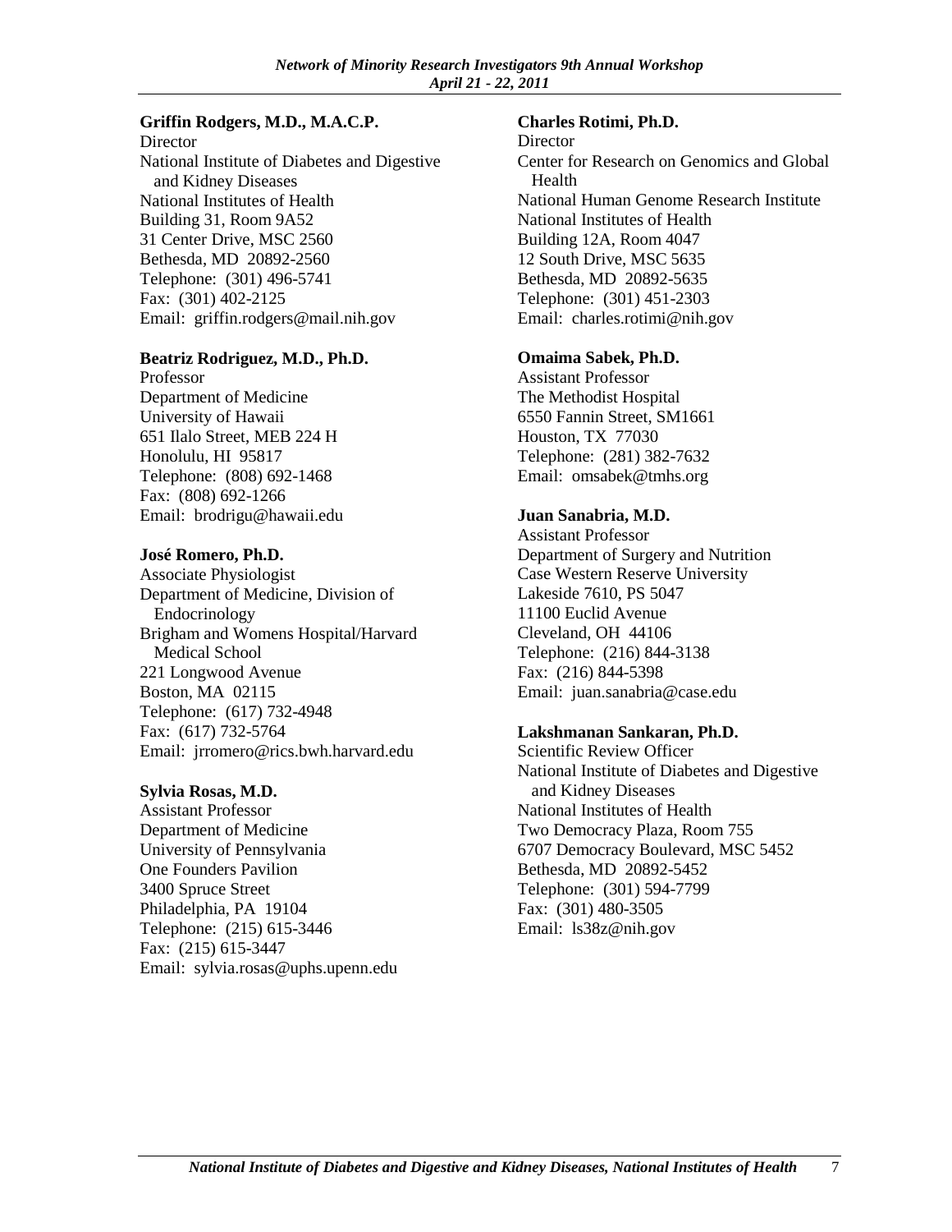**Griffin Rodgers, M.D., M.A.C.P.**
Director
National Institute of Diabetes and Digestive and Kidney Diseases
National Institutes of Health
Building 31, Room 9A52
31 Center Drive, MSC 2560
Bethesda, MD 20892-2560
Telephone: (301) 496-5741
Fax: (301) 402-2125
Email: griffin.rodgers@mail.nih.gov

**Beatriz Rodriguez, M.D., Ph.D.**
Professor
Department of Medicine
University of Hawaii
651 Ilalo Street, MEB 224 H
Honolulu, HI 95817
Telephone: (808) 692-1468
Fax: (808) 692-1266
Email: brodrigu@hawaii.edu

**José Romero, Ph.D.**
Associate Physiologist
Department of Medicine, Division of Endocrinology
Brigham and Womens Hospital/Harvard Medical School
221 Longwood Avenue
Boston, MA 02115
Telephone: (617) 732-4948
Fax: (617) 732-5764
Email: jrromero@rics.bwh.harvard.edu

**Sylvia Rosas, M.D.**
Assistant Professor
Department of Medicine
University of Pennsylvania
One Founders Pavilion
3400 Spruce Street
Philadelphia, PA 19104
Telephone: (215) 615-3446
Fax: (215) 615-3447
Email: sylvia.rosas@uphs.upenn.edu

**Charles Rotimi, Ph.D.**
Director
Center for Research on Genomics and Global Health
National Human Genome Research Institute
National Institutes of Health
Building 12A, Room 4047
12 South Drive, MSC 5635
Bethesda, MD 20892-5635
Telephone: (301) 451-2303
Email: charles.rotimi@nih.gov

**Omaima Sabek, Ph.D.**
Assistant Professor
The Methodist Hospital
6550 Fannin Street, SM1661
Houston, TX 77030
Telephone: (281) 382-7632
Email: omsabek@tmhs.org

**Juan Sanabria, M.D.**
Assistant Professor
Department of Surgery and Nutrition
Case Western Reserve University
Lakeside 7610, PS 5047
11100 Euclid Avenue
Cleveland, OH 44106
Telephone: (216) 844-3138
Fax: (216) 844-5398
Email: juan.sanabria@case.edu

**Lakshmanan Sankaran, Ph.D.**
Scientific Review Officer
National Institute of Diabetes and Digestive and Kidney Diseases
National Institutes of Health
Two Democracy Plaza, Room 755
6707 Democracy Boulevard, MSC 5452
Bethesda, MD 20892-5452
Telephone: (301) 594-7799
Fax: (301) 480-3505
Email: ls38z@nih.gov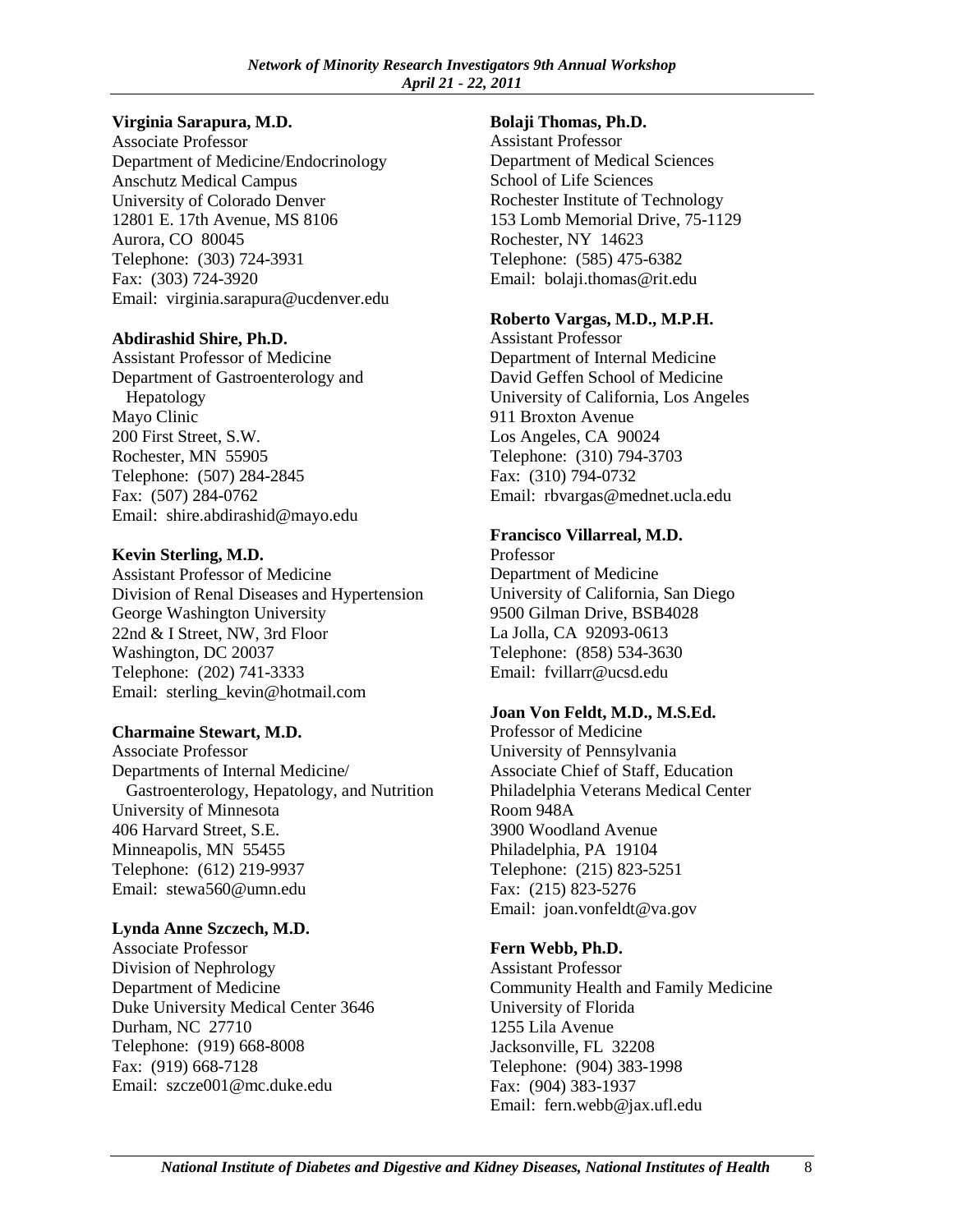**Virginia Sarapura, M.D.**
Associate Professor
Department of Medicine/Endocrinology
Anschutz Medical Campus
University of Colorado Denver
12801 E. 17th Avenue, MS 8106
Aurora, CO 80045
Telephone: (303) 724-3931
Fax: (303) 724-3920
Email: virginia.sarapura@ucdenver.edu

**Abdirashid Shire, Ph.D.**
Assistant Professor of Medicine
Department of Gastroenterology and Hepatology
Mayo Clinic
200 First Street, S.W.
Rochester, MN 55905
Telephone: (507) 284-2845
Fax: (507) 284-0762
Email: shire.abdirashid@mayo.edu

**Kevin Sterling, M.D.**
Assistant Professor of Medicine
Division of Renal Diseases and Hypertension
George Washington University
22nd & I Street, NW, 3rd Floor
Washington, DC 20037
Telephone: (202) 741-3333
Email: sterling_kevin@hotmail.com

**Charmaine Stewart, M.D.**
Associate Professor
Departments of Internal Medicine/Gastroenterology, Hepatology, and Nutrition
University of Minnesota
406 Harvard Street, S.E.
Minneapolis, MN 55455
Telephone: (612) 219-9937
Email: stewa560@umn.edu

**Lynda Anne Szczech, M.D.**
Associate Professor
Division of Nephrology
Department of Medicine
Duke University Medical Center 3646
Durham, NC 27710
Telephone: (919) 668-8008
Fax: (919) 668-7128
Email: szcze001@mc.duke.edu

**Bolaji Thomas, Ph.D.**
Assistant Professor
Department of Medical Sciences
School of Life Sciences
Rochester Institute of Technology
153 Lomb Memorial Drive, 75-1129
Rochester, NY 14623
Telephone: (585) 475-6382
Email: bolaji.thomas@rit.edu

**Roberto Vargas, M.D., M.P.H.**
Assistant Professor
Department of Internal Medicine
David Geffen School of Medicine
University of California, Los Angeles
911 Broxton Avenue
Los Angeles, CA 90024
Telephone: (310) 794-3703
Fax: (310) 794-0732
Email: rbvargas@mednet.ucla.edu

**Francisco Villarreal, M.D.**
Professor
Department of Medicine
University of California, San Diego
9500 Gilman Drive, BSB4028
La Jolla, CA 92093-0613
Telephone: (858) 534-3630
Email: fvillarr@ucsd.edu

**Joan Von Feldt, M.D., M.S.Ed.**
Professor of Medicine
University of Pennsylvania
Associate Chief of Staff, Education
Philadelphia Veterans Medical Center
Room 948A
3900 Woodland Avenue
Philadelphia, PA 19104
Telephone: (215) 823-5251
Fax: (215) 823-5276
Email: joan.vonfeldt@va.gov

**Fern Webb, Ph.D.**
Assistant Professor
Community Health and Family Medicine
University of Florida
1255 Lila Avenue
Jacksonville, FL 32208
Telephone: (904) 383-1998
Fax: (904) 383-1937
Email: fern.webb@jax.ufl.edu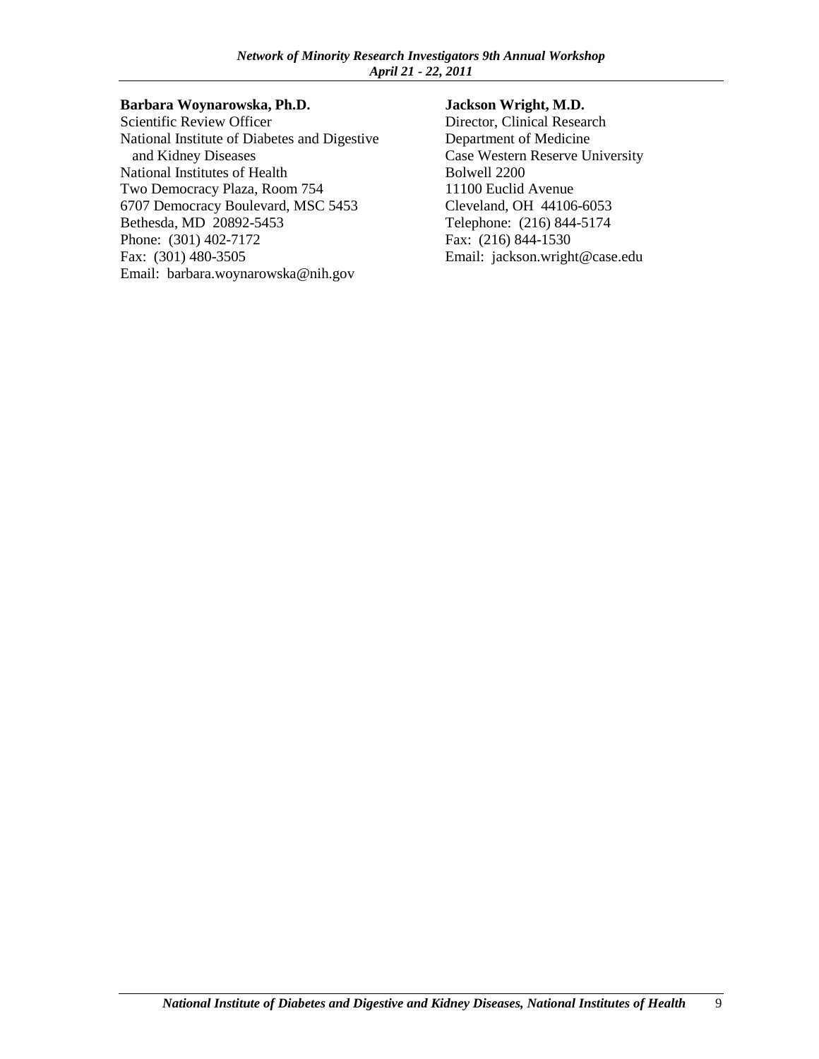**Barbara Woynarowska, Ph.D.**
Scientific Review Officer
National Institute of Diabetes and Digestive and Kidney Diseases
National Institutes of Health
Two Democracy Plaza, Room 754
6707 Democracy Boulevard, MSC 5453
Bethesda, MD 20892-5453
Phone: (301) 402-7172
Fax: (301) 480-3505
Email: barbara.woynarowska@nih.gov

**Jackson Wright, M.D.**
Director, Clinical Research
Department of Medicine
Case Western Reserve University
Bolwell 2200
11100 Euclid Avenue
Cleveland, OH 44106-6053
Telephone: (216) 844-5174
Fax: (216) 844-1530
Email: jackson.wright@case.edu